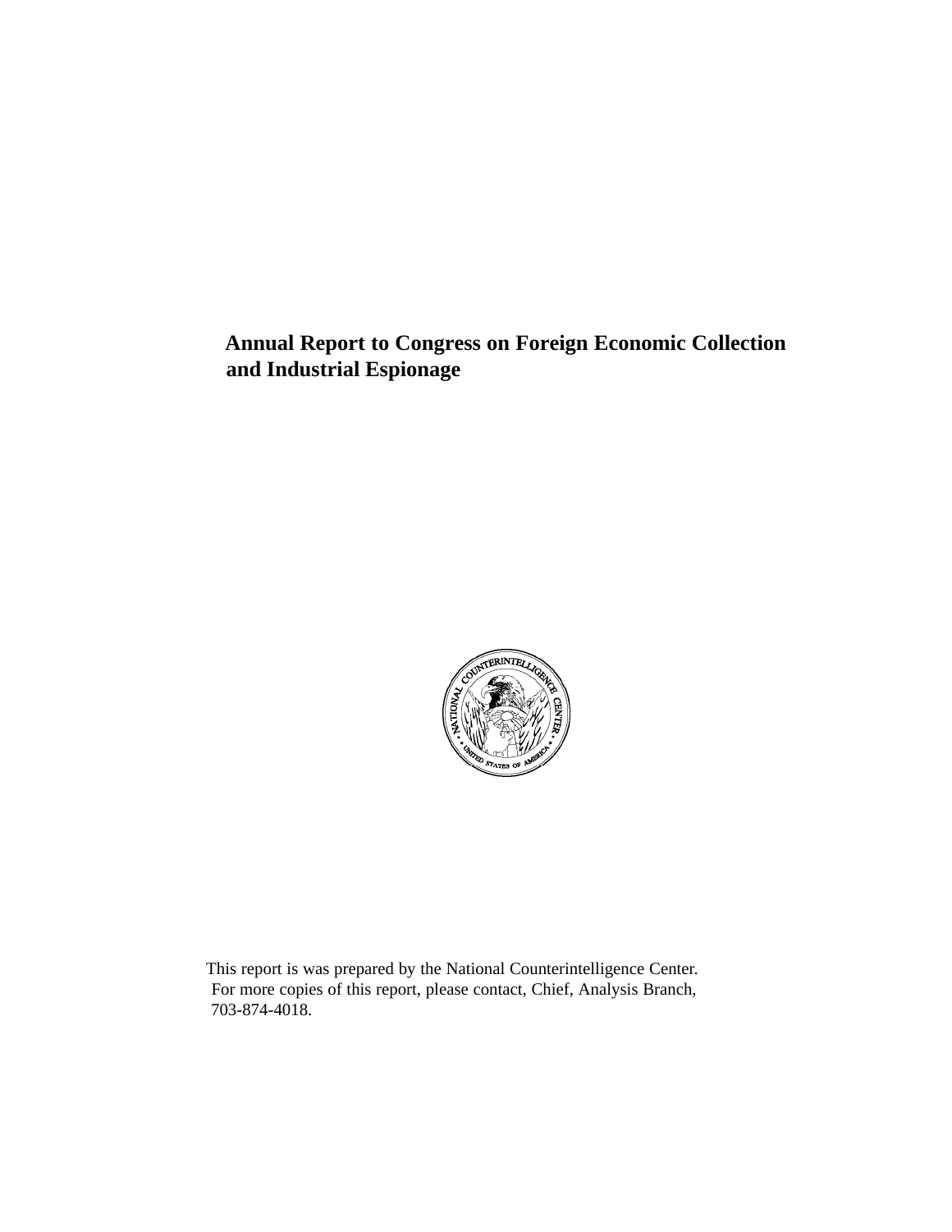# Annual Report to Congress on Foreign Economic Collection and Industrial Espionage

This report is was prepared by the National Counterintelligence Center. For more copies of this report, please contact, Chief, Analysis Branch, 703-874-4018.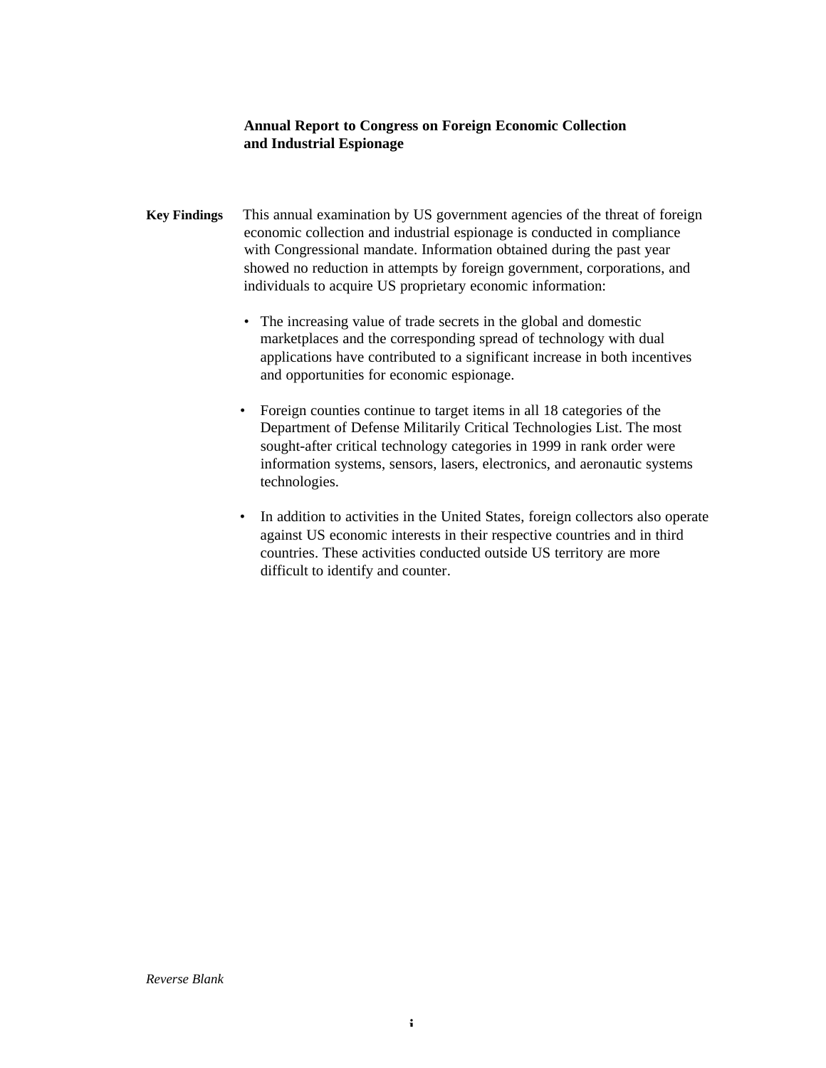**Annual Report to Congress on Foreign Economic Collection and Industrial Espionage**

**Key Findings**

This annual examination by US government agencies of the threat of foreign economic collection and industrial espionage is conducted in compliance with Congressional mandate. Information obtained during the past year showed no reduction in attempts by foreign government, corporations, and individuals to acquire US proprietary economic information:

- The increasing value of trade secrets in the global and domestic marketplaces and the corresponding spread of technology with dual applications have contributed to a significant increase in both incentives and opportunities for economic espionage.

- Foreign counties continue to target items in all 18 categories of the Department of Defense Militarily Critical Technologies List. The most sought-after critical technology categories in 1999 in rank order were information systems, sensors, lasers, electronics, and aeronautic systems technologies.

- In addition to activities in the United States, foreign collectors also operate against US economic interests in their respective countries and in third countries. These activities conducted outside US territory are more difficult to identify and counter.

*Reverse Blank*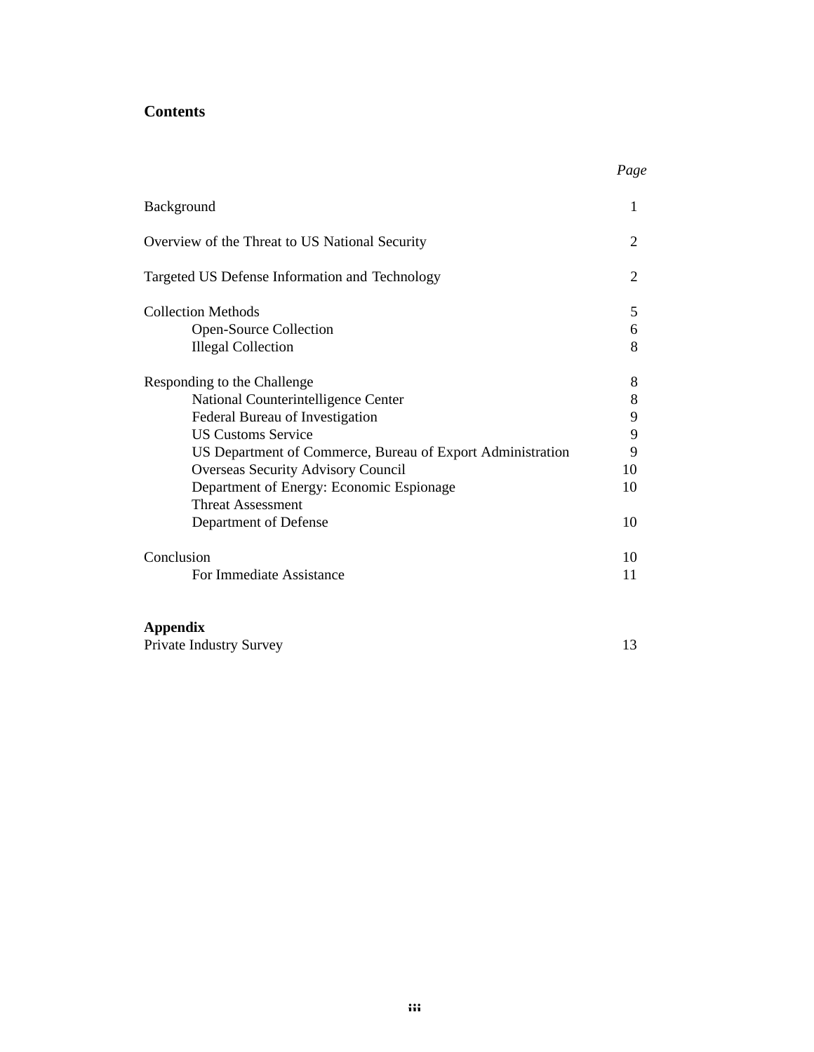## Contents

| | *Page* |
|---|---|
| Background | 1 |
| Overview of the Threat to US National Security | 2 |
| Targeted US Defense Information and Technology | 2 |
| Collection Methods | 5 |
| Open-Source Collection | 6 |
| Illegal Collection | 8 |
| Responding to the Challenge | 8 |
| National Counterintelligence Center | 8 |
| Federal Bureau of Investigation | 9 |
| US Customs Service | 9 |
| US Department of Commerce, Bureau of Export Administration | 9 |
| Overseas Security Advisory Council | 10 |
| Department of Energy: Economic Espionage Threat Assessment | 10 |
| Department of Defense | 10 |
| Conclusion | 10 |
| For Immediate Assistance | 11 |

**Appendix**

| | |
|---|---|
| Private Industry Survey | 13 |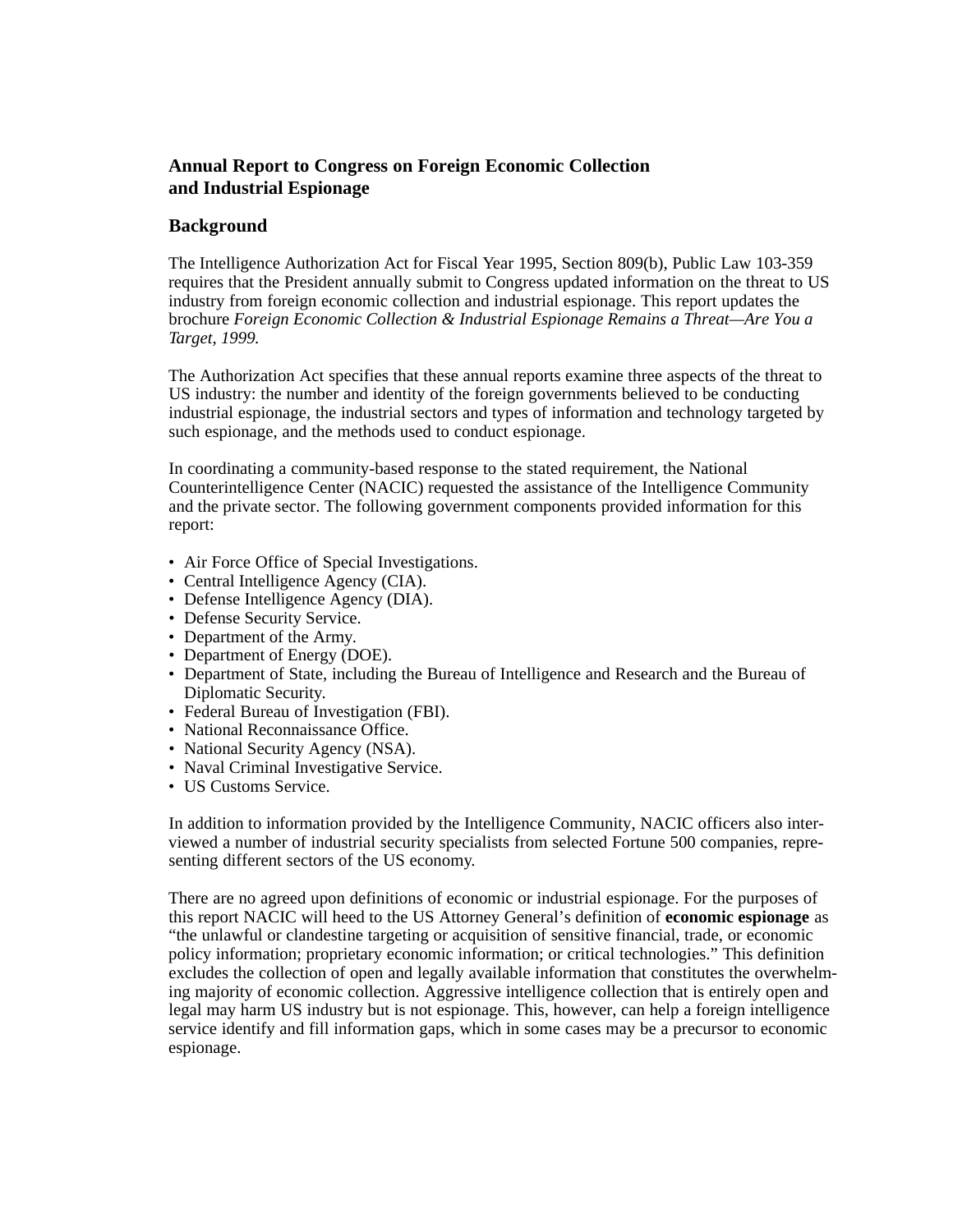## Annual Report to Congress on Foreign Economic Collection and Industrial Espionage

### Background

The Intelligence Authorization Act for Fiscal Year 1995, Section 809(b), Public Law 103-359 requires that the President annually submit to Congress updated information on the threat to US industry from foreign economic collection and industrial espionage. This report updates the brochure *Foreign Economic Collection & Industrial Espionage Remains a Threat—Are You a Target, 1999.*

The Authorization Act specifies that these annual reports examine three aspects of the threat to US industry: the number and identity of the foreign governments believed to be conducting industrial espionage, the industrial sectors and types of information and technology targeted by such espionage, and the methods used to conduct espionage.

In coordinating a community-based response to the stated requirement, the National Counterintelligence Center (NACIC) requested the assistance of the Intelligence Community and the private sector. The following government components provided information for this report:

- Air Force Office of Special Investigations.
- Central Intelligence Agency (CIA).
- Defense Intelligence Agency (DIA).
- Defense Security Service.
- Department of the Army.
- Department of Energy (DOE).
- Department of State, including the Bureau of Intelligence and Research and the Bureau of Diplomatic Security.
- Federal Bureau of Investigation (FBI).
- National Reconnaissance Office.
- National Security Agency (NSA).
- Naval Criminal Investigative Service.
- US Customs Service.

In addition to information provided by the Intelligence Community, NACIC officers also interviewed a number of industrial security specialists from selected Fortune 500 companies, representing different sectors of the US economy.

There are no agreed upon definitions of economic or industrial espionage. For the purposes of this report NACIC will heed to the US Attorney General's definition of **economic espionage** as "the unlawful or clandestine targeting or acquisition of sensitive financial, trade, or economic policy information; proprietary economic information; or critical technologies." This definition excludes the collection of open and legally available information that constitutes the overwhelming majority of economic collection. Aggressive intelligence collection that is entirely open and legal may harm US industry but is not espionage. This, however, can help a foreign intelligence service identify and fill information gaps, which in some cases may be a precursor to economic espionage.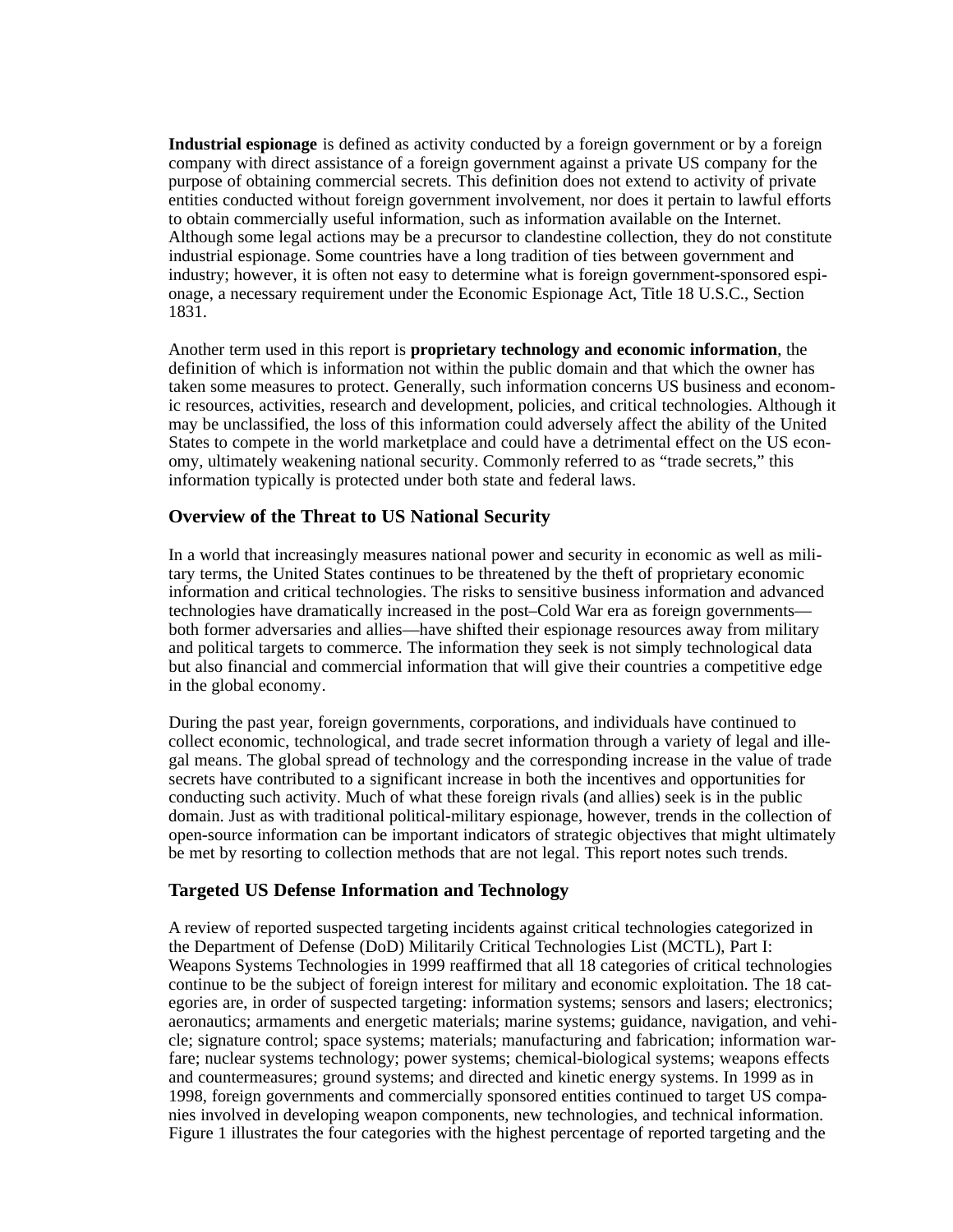**Industrial espionage** is defined as activity conducted by a foreign government or by a foreign company with direct assistance of a foreign government against a private US company for the purpose of obtaining commercial secrets. This definition does not extend to activity of private entities conducted without foreign government involvement, nor does it pertain to lawful efforts to obtain commercially useful information, such as information available on the Internet. Although some legal actions may be a precursor to clandestine collection, they do not constitute industrial espionage. Some countries have a long tradition of ties between government and industry; however, it is often not easy to determine what is foreign government-sponsored espionage, a necessary requirement under the Economic Espionage Act, Title 18 U.S.C., Section 1831.

Another term used in this report is **proprietary technology and economic information**, the definition of which is information not within the public domain and that which the owner has taken some measures to protect. Generally, such information concerns US business and economic resources, activities, research and development, policies, and critical technologies. Although it may be unclassified, the loss of this information could adversely affect the ability of the United States to compete in the world marketplace and could have a detrimental effect on the US economy, ultimately weakening national security. Commonly referred to as "trade secrets," this information typically is protected under both state and federal laws.

## Overview of the Threat to US National Security

In a world that increasingly measures national power and security in economic as well as military terms, the United States continues to be threatened by the theft of proprietary economic information and critical technologies. The risks to sensitive business information and advanced technologies have dramatically increased in the post–Cold War era as foreign governments—both former adversaries and allies—have shifted their espionage resources away from military and political targets to commerce. The information they seek is not simply technological data but also financial and commercial information that will give their countries a competitive edge in the global economy.

During the past year, foreign governments, corporations, and individuals have continued to collect economic, technological, and trade secret information through a variety of legal and illegal means. The global spread of technology and the corresponding increase in the value of trade secrets have contributed to a significant increase in both the incentives and opportunities for conducting such activity. Much of what these foreign rivals (and allies) seek is in the public domain. Just as with traditional political-military espionage, however, trends in the collection of open-source information can be important indicators of strategic objectives that might ultimately be met by resorting to collection methods that are not legal. This report notes such trends.

## Targeted US Defense Information and Technology

A review of reported suspected targeting incidents against critical technologies categorized in the Department of Defense (DoD) Militarily Critical Technologies List (MCTL), Part I: Weapons Systems Technologies in 1999 reaffirmed that all 18 categories of critical technologies continue to be the subject of foreign interest for military and economic exploitation. The 18 categories are, in order of suspected targeting: information systems; sensors and lasers; electronics; aeronautics; armaments and energetic materials; marine systems; guidance, navigation, and vehicle; signature control; space systems; materials; manufacturing and fabrication; information warfare; nuclear systems technology; power systems; chemical-biological systems; weapons effects and countermeasures; ground systems; and directed and kinetic energy systems. In 1999 as in 1998, foreign governments and commercially sponsored entities continued to target US companies involved in developing weapon components, new technologies, and technical information. Figure 1 illustrates the four categories with the highest percentage of reported targeting and the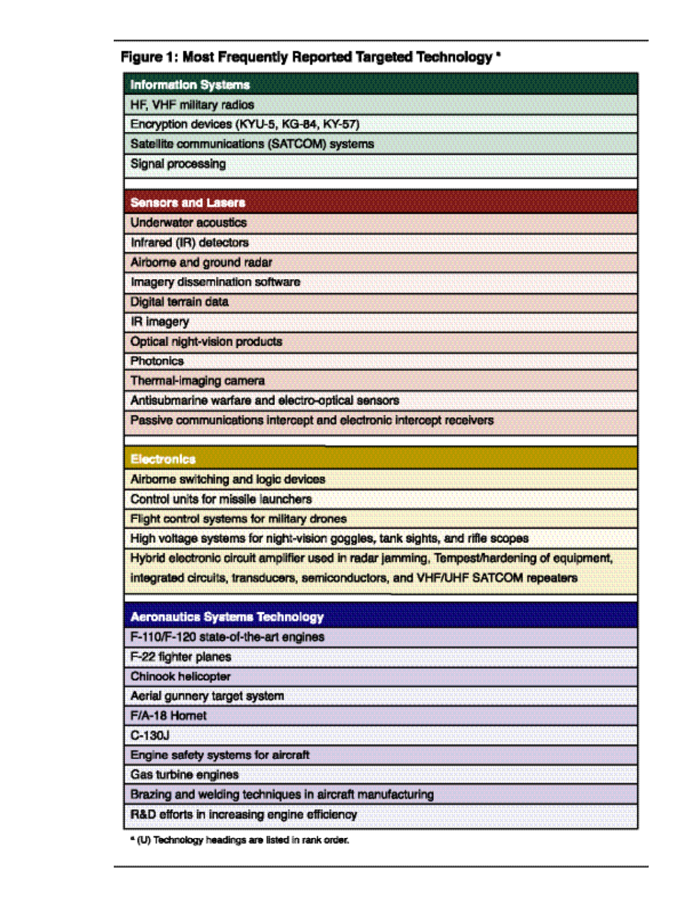**Figure 1: Most Frequently Reported Targeted Technology ***

| Information Systems |
|---|
| HF, VHF military radios |
| Encryption devices (KYU-5, KG-84, KY-57) |
| Satellite communications (SATCOM) systems |
| Signal processing |

| Sensors and Lasers |
|---|
| Underwater acoustics |
| Infrared (IR) detectors |
| Airborne and ground radar |
| Imagery dissemination software |
| Digital terrain data |
| IR imagery |
| Optical night-vision products |
| Photonics |
| Thermal-imaging camera |
| Antisubmarine warfare and electro-optical sensors |
| Passive communications intercept and electronic intercept receivers |

| Electronics |
|---|
| Airborne switching and logic devices |
| Control units for missile launchers |
| Flight control systems for military drones |
| High voltage systems for night-vision goggles, tank sights, and rifle scopes |
| Hybrid electronic circuit amplifier used in radar jamming, Tempest/hardening of equipment, integrated circuits, transducers, semiconductors, and VHF/UHF SATCOM repeaters |

| Aeronautics Systems Technology |
|---|
| F-110/F-120 state-of-the-art engines |
| F-22 fighter planes |
| Chinook helicopter |
| Aerial gunnery target system |
| F/A-18 Hornet |
| C-130J |
| Engine safety systems for aircraft |
| Gas turbine engines |
| Brazing and welding techniques in aircraft manufacturing |
| R&D efforts in increasing engine efficiency |

* (U) Technology headings are listed in rank order.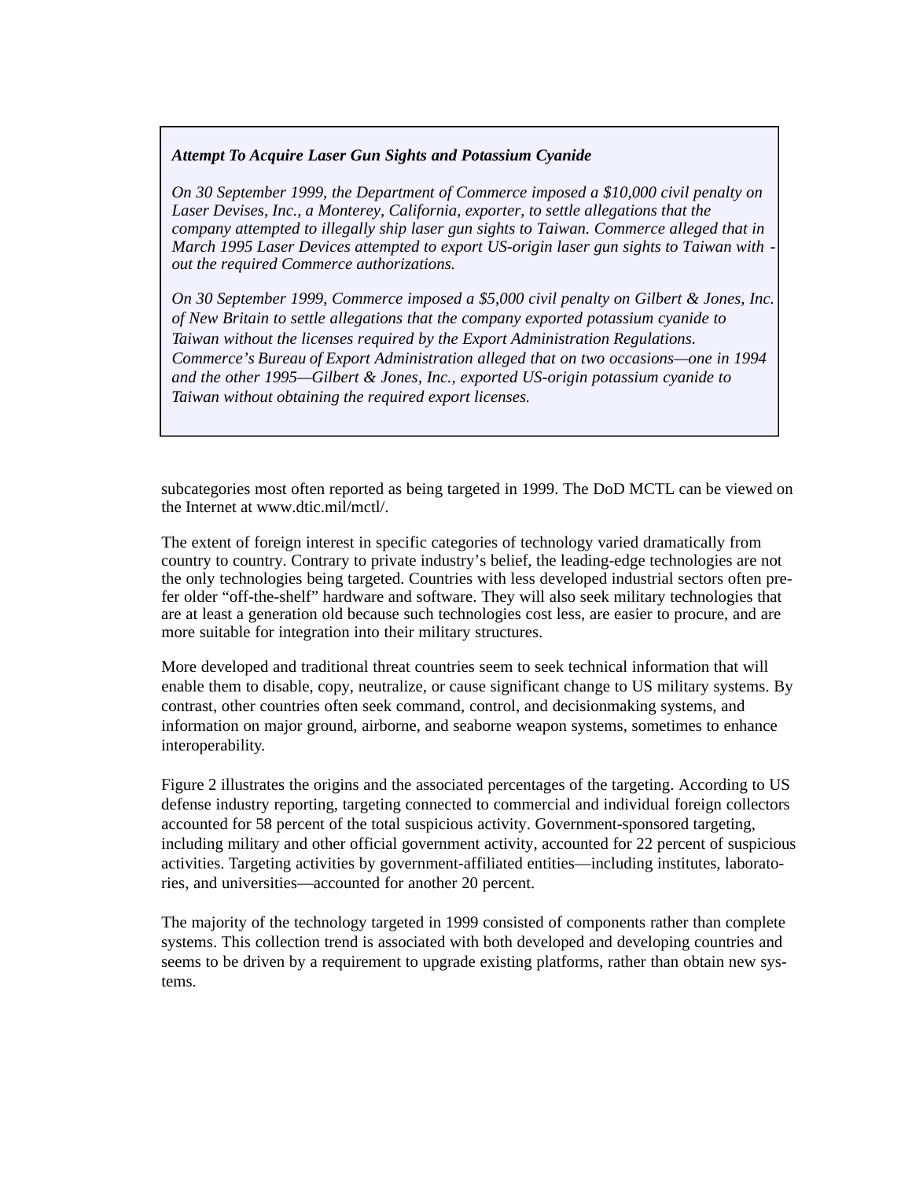***Attempt To Acquire Laser Gun Sights and Potassium Cyanide***

*On 30 September 1999, the Department of Commerce imposed a $10,000 civil penalty on Laser Devises, Inc., a Monterey, California, exporter, to settle allegations that the company attempted to illegally ship laser gun sights to Taiwan. Commerce alleged that in March 1995 Laser Devices attempted to export US-origin laser gun sights to Taiwan without the required Commerce authorizations.*

*On 30 September 1999, Commerce imposed a $5,000 civil penalty on Gilbert & Jones, Inc. of New Britain to settle allegations that the company exported potassium cyanide to Taiwan without the licenses required by the Export Administration Regulations. Commerce's Bureau of Export Administration alleged that on two occasions—one in 1994 and the other 1995—Gilbert & Jones, Inc., exported US-origin potassium cyanide to Taiwan without obtaining the required export licenses.*

subcategories most often reported as being targeted in 1999. The DoD MCTL can be viewed on the Internet at www.dtic.mil/mctl/.

The extent of foreign interest in specific categories of technology varied dramatically from country to country. Contrary to private industry's belief, the leading-edge technologies are not the only technologies being targeted. Countries with less developed industrial sectors often prefer older "off-the-shelf" hardware and software. They will also seek military technologies that are at least a generation old because such technologies cost less, are easier to procure, and are more suitable for integration into their military structures.

More developed and traditional threat countries seem to seek technical information that will enable them to disable, copy, neutralize, or cause significant change to US military systems. By contrast, other countries often seek command, control, and decisionmaking systems, and information on major ground, airborne, and seaborne weapon systems, sometimes to enhance interoperability.

Figure 2 illustrates the origins and the associated percentages of the targeting. According to US defense industry reporting, targeting connected to commercial and individual foreign collectors accounted for 58 percent of the total suspicious activity. Government-sponsored targeting, including military and other official government activity, accounted for 22 percent of suspicious activities. Targeting activities by government-affiliated entities—including institutes, laboratories, and universities—accounted for another 20 percent.

The majority of the technology targeted in 1999 consisted of components rather than complete systems. This collection trend is associated with both developed and developing countries and seems to be driven by a requirement to upgrade existing platforms, rather than obtain new systems.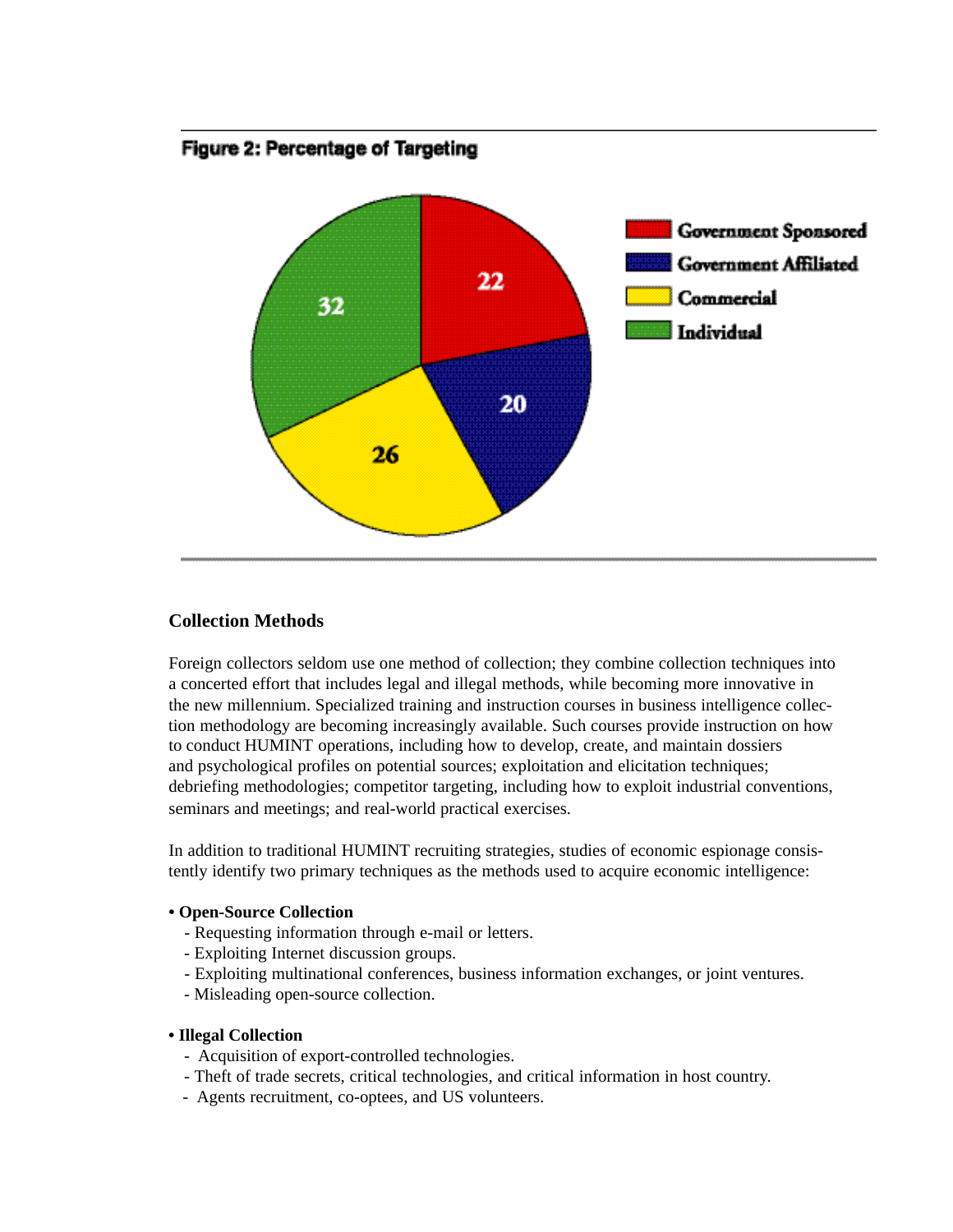**Figure 2: Percentage of Targeting**

| Category | Percentage |
| --- | --- |
| Government Sponsored | 22 |
| Government Affiliated | 20 |
| Commercial | 26 |
| Individual | 32 |

## Collection Methods

Foreign collectors seldom use one method of collection; they combine collection techniques into a concerted effort that includes legal and illegal methods, while becoming more innovative in the new millennium. Specialized training and instruction courses in business intelligence collection methodology are becoming increasingly available. Such courses provide instruction on how to conduct HUMINT operations, including how to develop, create, and maintain dossiers and psychological profiles on potential sources; exploitation and elicitation techniques; debriefing methodologies; competitor targeting, including how to exploit industrial conventions, seminars and meetings; and real-world practical exercises.

In addition to traditional HUMINT recruiting strategies, studies of economic espionage consistently identify two primary techniques as the methods used to acquire economic intelligence:

- **Open-Source Collection**
  - Requesting information through e-mail or letters.
  - Exploiting Internet discussion groups.
  - Exploiting multinational conferences, business information exchanges, or joint ventures.
  - Misleading open-source collection.

- **Illegal Collection**
  - Acquisition of export-controlled technologies.
  - Theft of trade secrets, critical technologies, and critical information in host country.
  - Agents recruitment, co-optees, and US volunteers.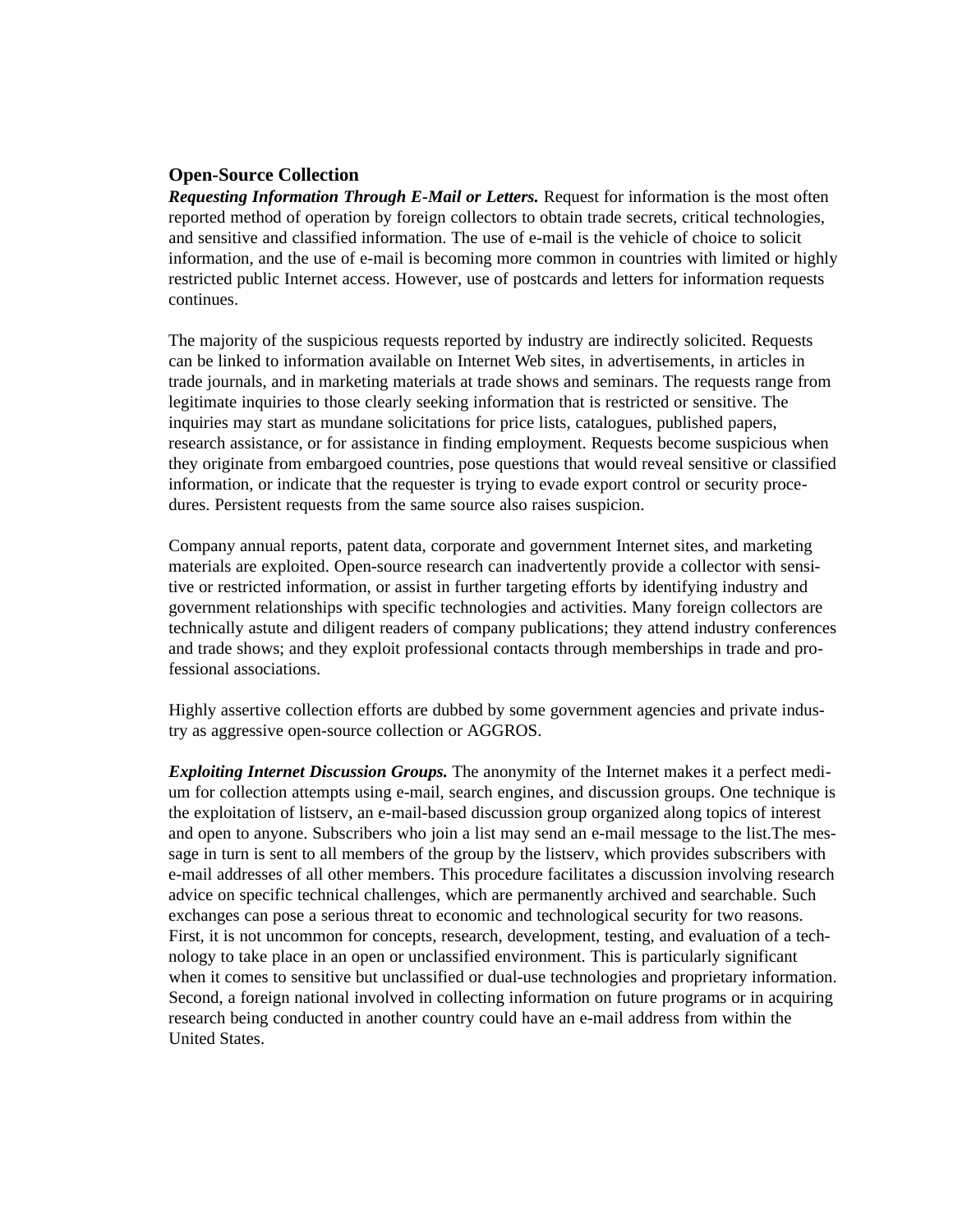## Open-Source Collection

***Requesting Information Through E-Mail or Letters.*** Request for information is the most often reported method of operation by foreign collectors to obtain trade secrets, critical technologies, and sensitive and classified information. The use of e-mail is the vehicle of choice to solicit information, and the use of e-mail is becoming more common in countries with limited or highly restricted public Internet access. However, use of postcards and letters for information requests continues.

The majority of the suspicious requests reported by industry are indirectly solicited. Requests can be linked to information available on Internet Web sites, in advertisements, in articles in trade journals, and in marketing materials at trade shows and seminars. The requests range from legitimate inquiries to those clearly seeking information that is restricted or sensitive. The inquiries may start as mundane solicitations for price lists, catalogues, published papers, research assistance, or for assistance in finding employment. Requests become suspicious when they originate from embargoed countries, pose questions that would reveal sensitive or classified information, or indicate that the requester is trying to evade export control or security procedures. Persistent requests from the same source also raises suspicion.

Company annual reports, patent data, corporate and government Internet sites, and marketing materials are exploited. Open-source research can inadvertently provide a collector with sensitive or restricted information, or assist in further targeting efforts by identifying industry and government relationships with specific technologies and activities. Many foreign collectors are technically astute and diligent readers of company publications; they attend industry conferences and trade shows; and they exploit professional contacts through memberships in trade and professional associations.

Highly assertive collection efforts are dubbed by some government agencies and private industry as aggressive open-source collection or AGGROS.

***Exploiting Internet Discussion Groups.*** The anonymity of the Internet makes it a perfect medium for collection attempts using e-mail, search engines, and discussion groups. One technique is the exploitation of listserv, an e-mail-based discussion group organized along topics of interest and open to anyone. Subscribers who join a list may send an e-mail message to the list.The message in turn is sent to all members of the group by the listserv, which provides subscribers with e-mail addresses of all other members. This procedure facilitates a discussion involving research advice on specific technical challenges, which are permanently archived and searchable. Such exchanges can pose a serious threat to economic and technological security for two reasons. First, it is not uncommon for concepts, research, development, testing, and evaluation of a technology to take place in an open or unclassified environment. This is particularly significant when it comes to sensitive but unclassified or dual-use technologies and proprietary information. Second, a foreign national involved in collecting information on future programs or in acquiring research being conducted in another country could have an e-mail address from within the United States.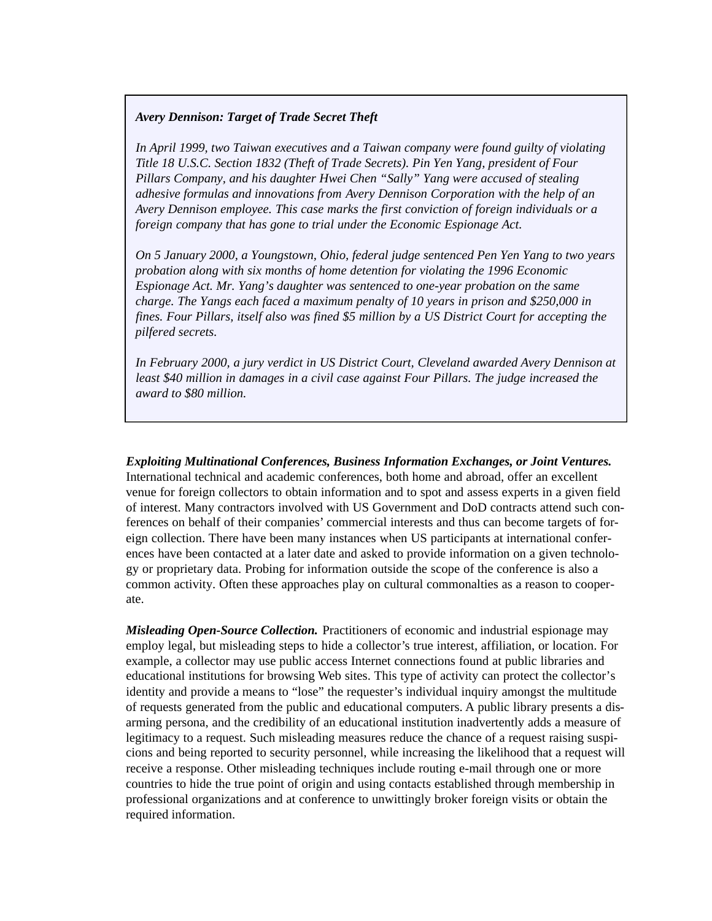***Avery Dennison: Target of Trade Secret Theft***

*In April 1999, two Taiwan executives and a Taiwan company were found guilty of violating Title 18 U.S.C. Section 1832 (Theft of Trade Secrets). Pin Yen Yang, president of Four Pillars Company, and his daughter Hwei Chen "Sally" Yang were accused of stealing adhesive formulas and innovations from Avery Dennison Corporation with the help of an Avery Dennison employee. This case marks the first conviction of foreign individuals or a foreign company that has gone to trial under the Economic Espionage Act.*

*On 5 January 2000, a Youngstown, Ohio, federal judge sentenced Pen Yen Yang to two years probation along with six months of home detention for violating the 1996 Economic Espionage Act. Mr. Yang's daughter was sentenced to one-year probation on the same charge. The Yangs each faced a maximum penalty of 10 years in prison and $250,000 in fines. Four Pillars, itself also was fined $5 million by a US District Court for accepting the pilfered secrets.*

*In February 2000, a jury verdict in US District Court, Cleveland awarded Avery Dennison at least $40 million in damages in a civil case against Four Pillars. The judge increased the award to $80 million.*

***Exploiting Multinational Conferences, Business Information Exchanges, or Joint Ventures.*** International technical and academic conferences, both home and abroad, offer an excellent venue for foreign collectors to obtain information and to spot and assess experts in a given field of interest. Many contractors involved with US Government and DoD contracts attend such conferences on behalf of their companies' commercial interests and thus can become targets of foreign collection. There have been many instances when US participants at international conferences have been contacted at a later date and asked to provide information on a given technology or proprietary data. Probing for information outside the scope of the conference is also a common activity. Often these approaches play on cultural commonalties as a reason to cooperate.

***Misleading Open-Source Collection.*** Practitioners of economic and industrial espionage may employ legal, but misleading steps to hide a collector's true interest, affiliation, or location. For example, a collector may use public access Internet connections found at public libraries and educational institutions for browsing Web sites. This type of activity can protect the collector's identity and provide a means to "lose" the requester's individual inquiry amongst the multitude of requests generated from the public and educational computers. A public library presents a disarming persona, and the credibility of an educational institution inadvertently adds a measure of legitimacy to a request. Such misleading measures reduce the chance of a request raising suspicions and being reported to security personnel, while increasing the likelihood that a request will receive a response. Other misleading techniques include routing e-mail through one or more countries to hide the true point of origin and using contacts established through membership in professional organizations and at conference to unwittingly broker foreign visits or obtain the required information.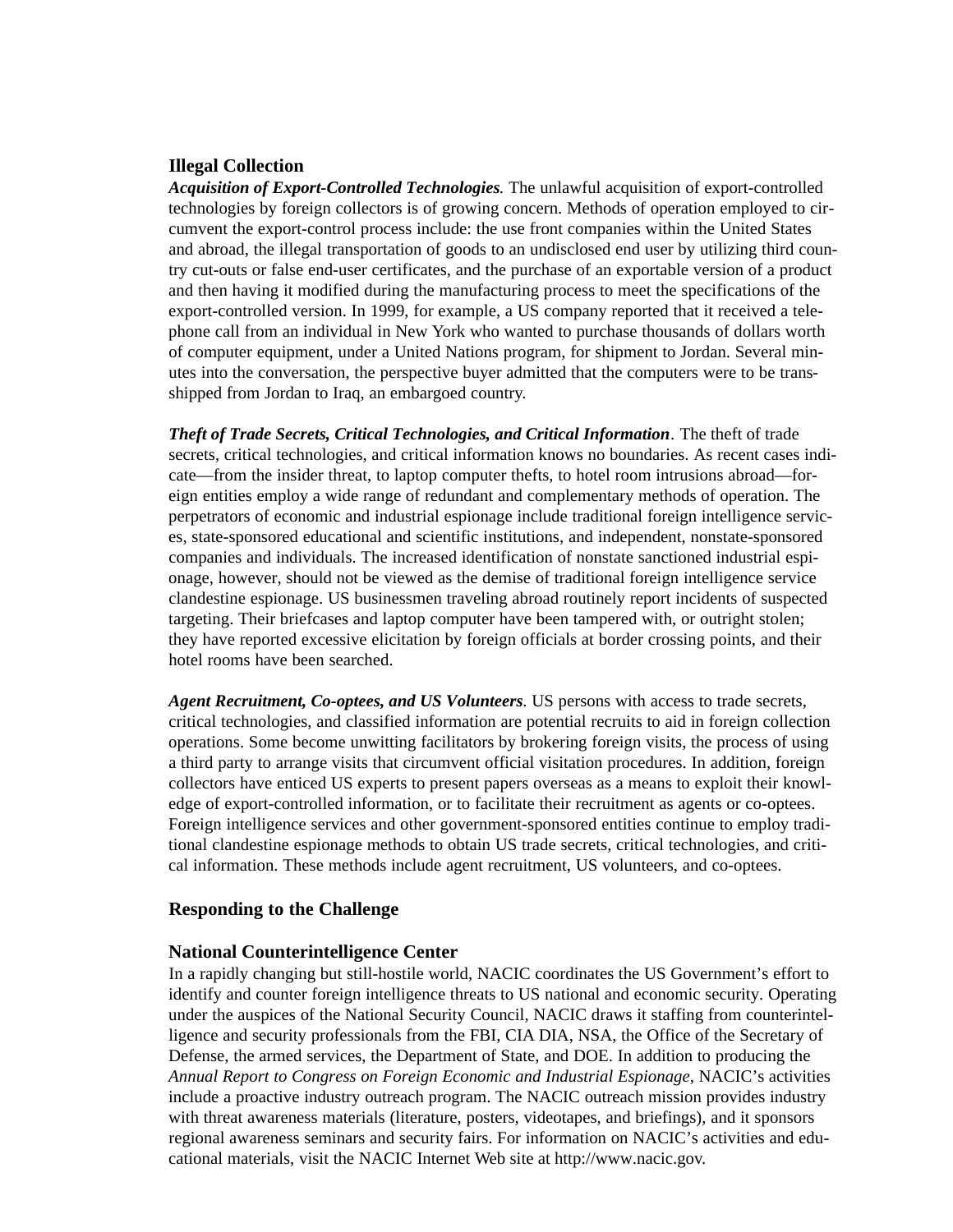### Illegal Collection

***Acquisition of Export-Controlled Technologies.*** The unlawful acquisition of export-controlled technologies by foreign collectors is of growing concern. Methods of operation employed to circumvent the export-control process include: the use front companies within the United States and abroad, the illegal transportation of goods to an undisclosed end user by utilizing third country cut-outs or false end-user certificates, and the purchase of an exportable version of a product and then having it modified during the manufacturing process to meet the specifications of the export-controlled version. In 1999, for example, a US company reported that it received a telephone call from an individual in New York who wanted to purchase thousands of dollars worth of computer equipment, under a United Nations program, for shipment to Jordan. Several minutes into the conversation, the perspective buyer admitted that the computers were to be transshipped from Jordan to Iraq, an embargoed country.

***Theft of Trade Secrets, Critical Technologies, and Critical Information*.** The theft of trade secrets, critical technologies, and critical information knows no boundaries. As recent cases indicate—from the insider threat, to laptop computer thefts, to hotel room intrusions abroad—foreign entities employ a wide range of redundant and complementary methods of operation. The perpetrators of economic and industrial espionage include traditional foreign intelligence services, state-sponsored educational and scientific institutions, and independent, nonstate-sponsored companies and individuals. The increased identification of nonstate sanctioned industrial espionage, however, should not be viewed as the demise of traditional foreign intelligence service clandestine espionage. US businessmen traveling abroad routinely report incidents of suspected targeting. Their briefcases and laptop computer have been tampered with, or outright stolen; they have reported excessive elicitation by foreign officials at border crossing points, and their hotel rooms have been searched.

***Agent Recruitment, Co-optees, and US Volunteers*.** US persons with access to trade secrets, critical technologies, and classified information are potential recruits to aid in foreign collection operations. Some become unwitting facilitators by brokering foreign visits, the process of using a third party to arrange visits that circumvent official visitation procedures. In addition, foreign collectors have enticed US experts to present papers overseas as a means to exploit their knowledge of export-controlled information, or to facilitate their recruitment as agents or co-optees. Foreign intelligence services and other government-sponsored entities continue to employ traditional clandestine espionage methods to obtain US trade secrets, critical technologies, and critical information. These methods include agent recruitment, US volunteers, and co-optees.

## Responding to the Challenge

### National Counterintelligence Center

In a rapidly changing but still-hostile world, NACIC coordinates the US Government's effort to identify and counter foreign intelligence threats to US national and economic security. Operating under the auspices of the National Security Council, NACIC draws it staffing from counterintelligence and security professionals from the FBI, CIA DIA, NSA, the Office of the Secretary of Defense, the armed services, the Department of State, and DOE. In addition to producing the *Annual Report to Congress on Foreign Economic and Industrial Espionage*, NACIC's activities include a proactive industry outreach program. The NACIC outreach mission provides industry with threat awareness materials (literature, posters, videotapes, and briefings), and it sponsors regional awareness seminars and security fairs. For information on NACIC's activities and educational materials, visit the NACIC Internet Web site at http://www.nacic.gov.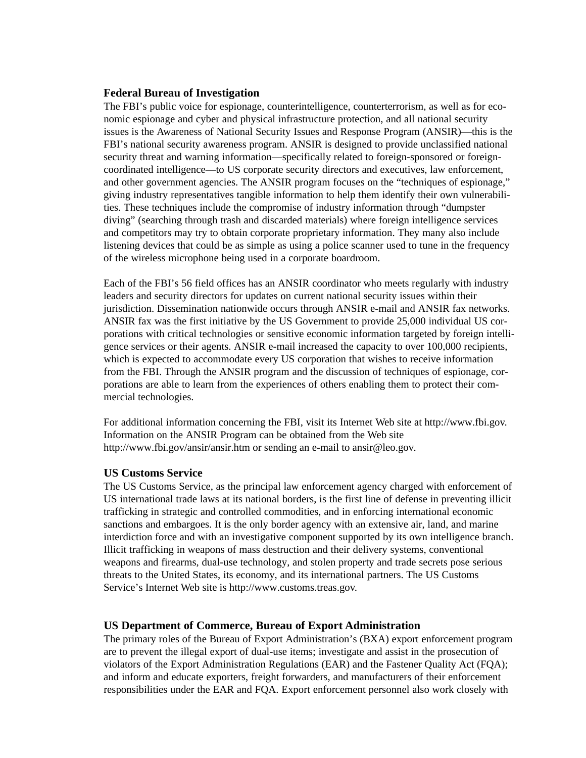### Federal Bureau of Investigation

The FBI's public voice for espionage, counterintelligence, counterterrorism, as well as for economic espionage and cyber and physical infrastructure protection, and all national security issues is the Awareness of National Security Issues and Response Program (ANSIR)—this is the FBI's national security awareness program. ANSIR is designed to provide unclassified national security threat and warning information—specifically related to foreign-sponsored or foreign-coordinated intelligence—to US corporate security directors and executives, law enforcement, and other government agencies. The ANSIR program focuses on the "techniques of espionage," giving industry representatives tangible information to help them identify their own vulnerabilities. These techniques include the compromise of industry information through "dumpster diving" (searching through trash and discarded materials) where foreign intelligence services and competitors may try to obtain corporate proprietary information. They many also include listening devices that could be as simple as using a police scanner used to tune in the frequency of the wireless microphone being used in a corporate boardroom.

Each of the FBI's 56 field offices has an ANSIR coordinator who meets regularly with industry leaders and security directors for updates on current national security issues within their jurisdiction. Dissemination nationwide occurs through ANSIR e-mail and ANSIR fax networks. ANSIR fax was the first initiative by the US Government to provide 25,000 individual US corporations with critical technologies or sensitive economic information targeted by foreign intelligence services or their agents. ANSIR e-mail increased the capacity to over 100,000 recipients, which is expected to accommodate every US corporation that wishes to receive information from the FBI. Through the ANSIR program and the discussion of techniques of espionage, corporations are able to learn from the experiences of others enabling them to protect their commercial technologies.

For additional information concerning the FBI, visit its Internet Web site at http://www.fbi.gov. Information on the ANSIR Program can be obtained from the Web site http://www.fbi.gov/ansir/ansir.htm or sending an e-mail to ansir@leo.gov.

### US Customs Service

The US Customs Service, as the principal law enforcement agency charged with enforcement of US international trade laws at its national borders, is the first line of defense in preventing illicit trafficking in strategic and controlled commodities, and in enforcing international economic sanctions and embargoes. It is the only border agency with an extensive air, land, and marine interdiction force and with an investigative component supported by its own intelligence branch. Illicit trafficking in weapons of mass destruction and their delivery systems, conventional weapons and firearms, dual-use technology, and stolen property and trade secrets pose serious threats to the United States, its economy, and its international partners. The US Customs Service's Internet Web site is http://www.customs.treas.gov.

### US Department of Commerce, Bureau of Export Administration

The primary roles of the Bureau of Export Administration's (BXA) export enforcement program are to prevent the illegal export of dual-use items; investigate and assist in the prosecution of violators of the Export Administration Regulations (EAR) and the Fastener Quality Act (FQA); and inform and educate exporters, freight forwarders, and manufacturers of their enforcement responsibilities under the EAR and FQA. Export enforcement personnel also work closely with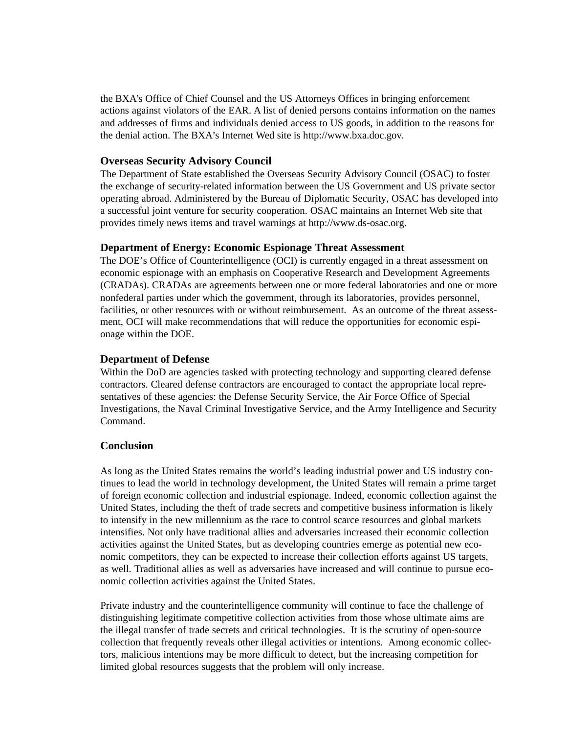the BXA's Office of Chief Counsel and the US Attorneys Offices in bringing enforcement actions against violators of the EAR. A list of denied persons contains information on the names and addresses of firms and individuals denied access to US goods, in addition to the reasons for the denial action. The BXA's Internet Wed site is http://www.bxa.doc.gov.

### Overseas Security Advisory Council

The Department of State established the Overseas Security Advisory Council (OSAC) to foster the exchange of security-related information between the US Government and US private sector operating abroad. Administered by the Bureau of Diplomatic Security, OSAC has developed into a successful joint venture for security cooperation. OSAC maintains an Internet Web site that provides timely news items and travel warnings at http://www.ds-osac.org.

### Department of Energy: Economic Espionage Threat Assessment

The DOE's Office of Counterintelligence (OCI) is currently engaged in a threat assessment on economic espionage with an emphasis on Cooperative Research and Development Agreements (CRADAs). CRADAs are agreements between one or more federal laboratories and one or more nonfederal parties under which the government, through its laboratories, provides personnel, facilities, or other resources with or without reimbursement. As an outcome of the threat assessment, OCI will make recommendations that will reduce the opportunities for economic espionage within the DOE.

### Department of Defense

Within the DoD are agencies tasked with protecting technology and supporting cleared defense contractors. Cleared defense contractors are encouraged to contact the appropriate local representatives of these agencies: the Defense Security Service, the Air Force Office of Special Investigations, the Naval Criminal Investigative Service, and the Army Intelligence and Security Command.

### Conclusion

As long as the United States remains the world's leading industrial power and US industry continues to lead the world in technology development, the United States will remain a prime target of foreign economic collection and industrial espionage. Indeed, economic collection against the United States, including the theft of trade secrets and competitive business information is likely to intensify in the new millennium as the race to control scarce resources and global markets intensifies. Not only have traditional allies and adversaries increased their economic collection activities against the United States, but as developing countries emerge as potential new economic competitors, they can be expected to increase their collection efforts against US targets, as well. Traditional allies as well as adversaries have increased and will continue to pursue economic collection activities against the United States.

Private industry and the counterintelligence community will continue to face the challenge of distinguishing legitimate competitive collection activities from those whose ultimate aims are the illegal transfer of trade secrets and critical technologies. It is the scrutiny of open-source collection that frequently reveals other illegal activities or intentions. Among economic collectors, malicious intentions may be more difficult to detect, but the increasing competition for limited global resources suggests that the problem will only increase.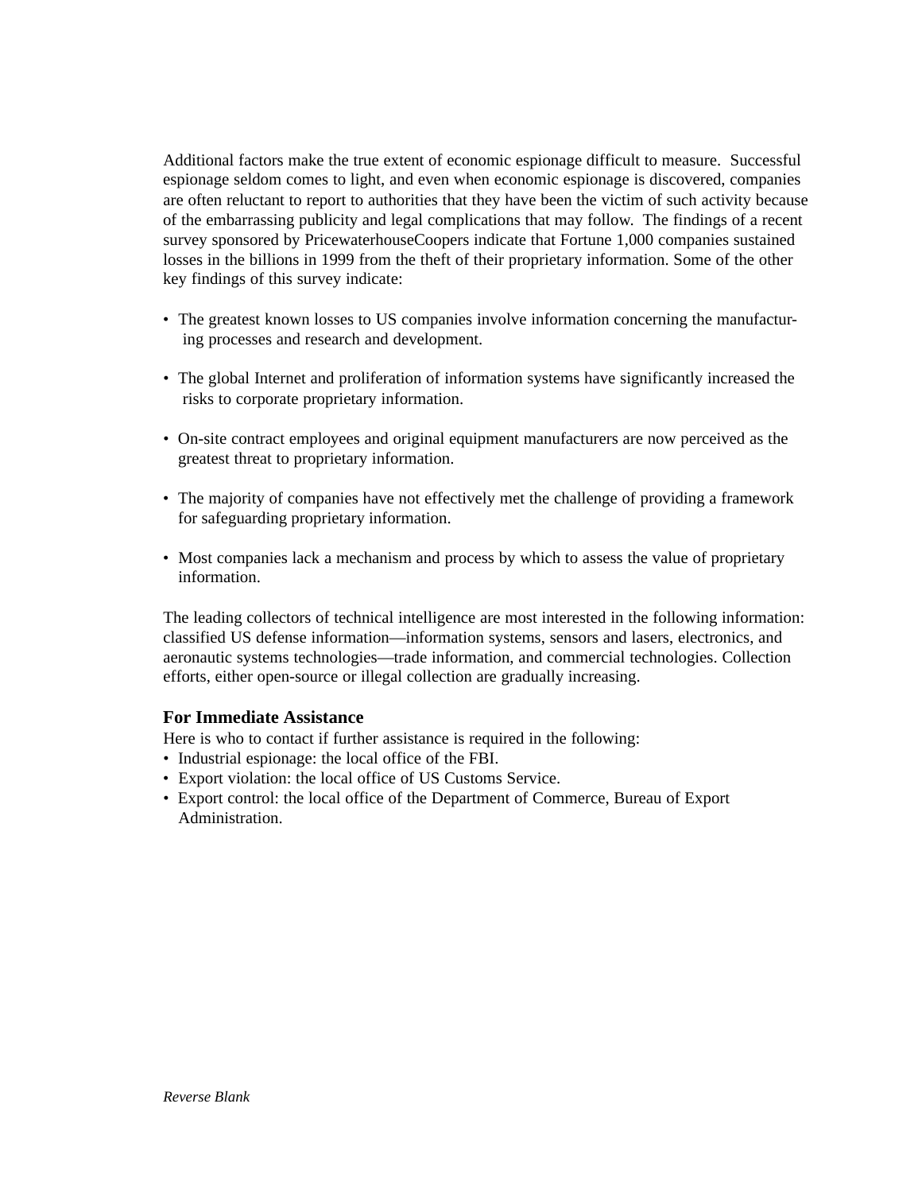Additional factors make the true extent of economic espionage difficult to measure. Successful espionage seldom comes to light, and even when economic espionage is discovered, companies are often reluctant to report to authorities that they have been the victim of such activity because of the embarrassing publicity and legal complications that may follow. The findings of a recent survey sponsored by PricewaterhouseCoopers indicate that Fortune 1,000 companies sustained losses in the billions in 1999 from the theft of their proprietary information. Some of the other key findings of this survey indicate:

- The greatest known losses to US companies involve information concerning the manufacturing processes and research and development.
- The global Internet and proliferation of information systems have significantly increased the risks to corporate proprietary information.
- On-site contract employees and original equipment manufacturers are now perceived as the greatest threat to proprietary information.
- The majority of companies have not effectively met the challenge of providing a framework for safeguarding proprietary information.
- Most companies lack a mechanism and process by which to assess the value of proprietary information.

The leading collectors of technical intelligence are most interested in the following information: classified US defense information—information systems, sensors and lasers, electronics, and aeronautic systems technologies—trade information, and commercial technologies. Collection efforts, either open-source or illegal collection are gradually increasing.

### For Immediate Assistance

Here is who to contact if further assistance is required in the following:

- Industrial espionage: the local office of the FBI.
- Export violation: the local office of US Customs Service.
- Export control: the local office of the Department of Commerce, Bureau of Export Administration.

*Reverse Blank*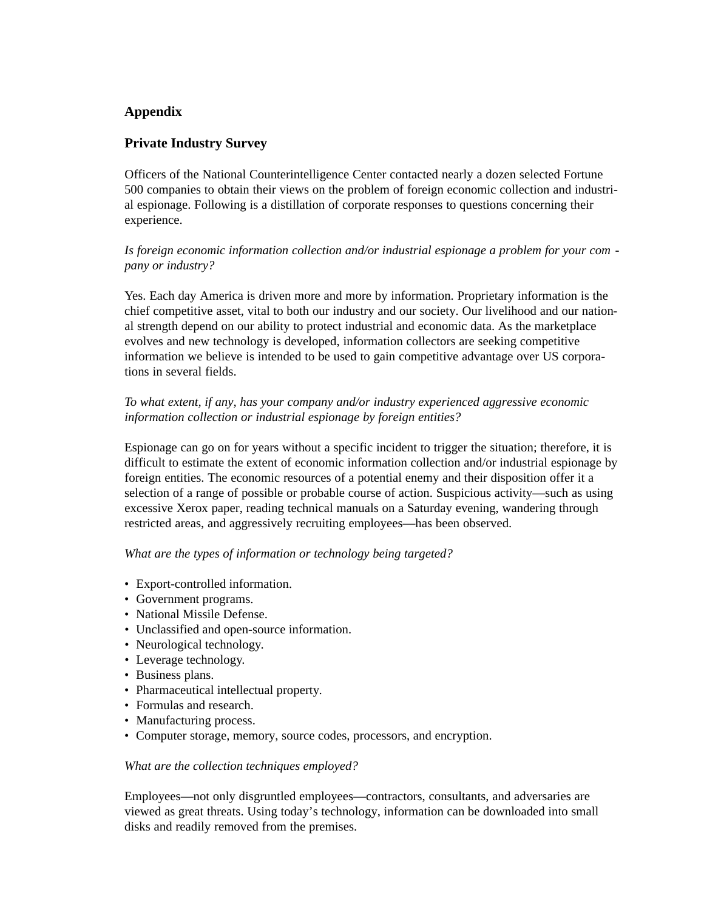## Appendix

## Private Industry Survey

Officers of the National Counterintelligence Center contacted nearly a dozen selected Fortune 500 companies to obtain their views on the problem of foreign economic collection and industrial espionage. Following is a distillation of corporate responses to questions concerning their experience.

*Is foreign economic information collection and/or industrial espionage a problem for your company or industry?*

Yes. Each day America is driven more and more by information. Proprietary information is the chief competitive asset, vital to both our industry and our society. Our livelihood and our national strength depend on our ability to protect industrial and economic data. As the marketplace evolves and new technology is developed, information collectors are seeking competitive information we believe is intended to be used to gain competitive advantage over US corporations in several fields.

*To what extent, if any, has your company and/or industry experienced aggressive economic information collection or industrial espionage by foreign entities?*

Espionage can go on for years without a specific incident to trigger the situation; therefore, it is difficult to estimate the extent of economic information collection and/or industrial espionage by foreign entities. The economic resources of a potential enemy and their disposition offer it a selection of a range of possible or probable course of action. Suspicious activity—such as using excessive Xerox paper, reading technical manuals on a Saturday evening, wandering through restricted areas, and aggressively recruiting employees—has been observed.

*What are the types of information or technology being targeted?*

- Export-controlled information.
- Government programs.
- National Missile Defense.
- Unclassified and open-source information.
- Neurological technology.
- Leverage technology.
- Business plans.
- Pharmaceutical intellectual property.
- Formulas and research.
- Manufacturing process.
- Computer storage, memory, source codes, processors, and encryption.

*What are the collection techniques employed?*

Employees—not only disgruntled employees—contractors, consultants, and adversaries are viewed as great threats. Using today's technology, information can be downloaded into small disks and readily removed from the premises.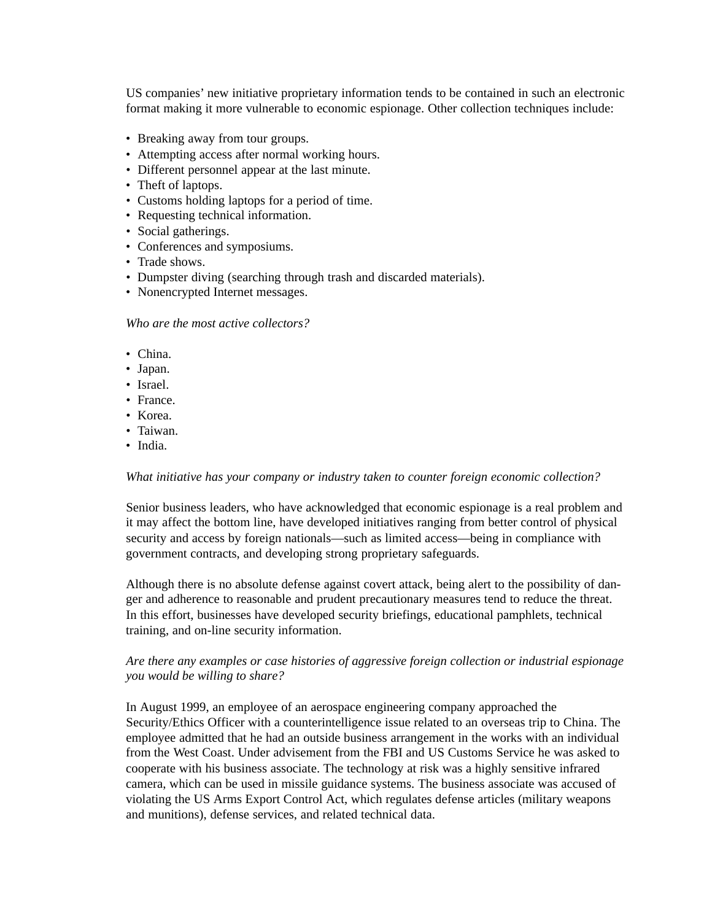US companies' new initiative proprietary information tends to be contained in such an electronic format making it more vulnerable to economic espionage. Other collection techniques include:

- Breaking away from tour groups.
- Attempting access after normal working hours.
- Different personnel appear at the last minute.
- Theft of laptops.
- Customs holding laptops for a period of time.
- Requesting technical information.
- Social gatherings.
- Conferences and symposiums.
- Trade shows.
- Dumpster diving (searching through trash and discarded materials).
- Nonencrypted Internet messages.

*Who are the most active collectors?*

- China.
- Japan.
- Israel.
- France.
- Korea.
- Taiwan.
- India.

*What initiative has your company or industry taken to counter foreign economic collection?*

Senior business leaders, who have acknowledged that economic espionage is a real problem and it may affect the bottom line, have developed initiatives ranging from better control of physical security and access by foreign nationals—such as limited access—being in compliance with government contracts, and developing strong proprietary safeguards.

Although there is no absolute defense against covert attack, being alert to the possibility of danger and adherence to reasonable and prudent precautionary measures tend to reduce the threat. In this effort, businesses have developed security briefings, educational pamphlets, technical training, and on-line security information.

*Are there any examples or case histories of aggressive foreign collection or industrial espionage you would be willing to share?*

In August 1999, an employee of an aerospace engineering company approached the Security/Ethics Officer with a counterintelligence issue related to an overseas trip to China. The employee admitted that he had an outside business arrangement in the works with an individual from the West Coast. Under advisement from the FBI and US Customs Service he was asked to cooperate with his business associate. The technology at risk was a highly sensitive infrared camera, which can be used in missile guidance systems. The business associate was accused of violating the US Arms Export Control Act, which regulates defense articles (military weapons and munitions), defense services, and related technical data.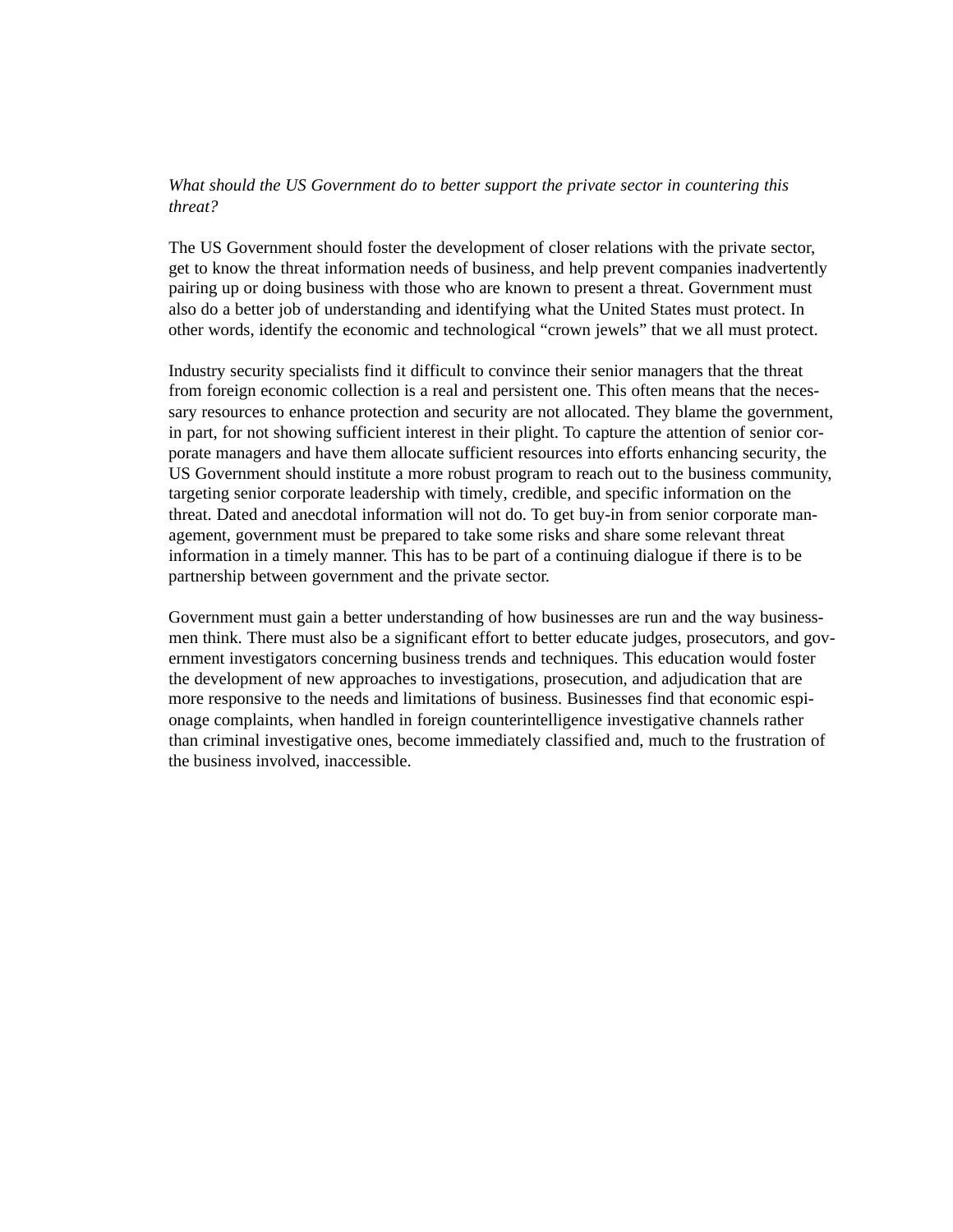*What should the US Government do to better support the private sector in countering this threat?*

The US Government should foster the development of closer relations with the private sector, get to know the threat information needs of business, and help prevent companies inadvertently pairing up or doing business with those who are known to present a threat. Government must also do a better job of understanding and identifying what the United States must protect. In other words, identify the economic and technological "crown jewels" that we all must protect.

Industry security specialists find it difficult to convince their senior managers that the threat from foreign economic collection is a real and persistent one. This often means that the necessary resources to enhance protection and security are not allocated. They blame the government, in part, for not showing sufficient interest in their plight. To capture the attention of senior corporate managers and have them allocate sufficient resources into efforts enhancing security, the US Government should institute a more robust program to reach out to the business community, targeting senior corporate leadership with timely, credible, and specific information on the threat. Dated and anecdotal information will not do. To get buy-in from senior corporate management, government must be prepared to take some risks and share some relevant threat information in a timely manner. This has to be part of a continuing dialogue if there is to be partnership between government and the private sector.

Government must gain a better understanding of how businesses are run and the way businessmen think. There must also be a significant effort to better educate judges, prosecutors, and government investigators concerning business trends and techniques. This education would foster the development of new approaches to investigations, prosecution, and adjudication that are more responsive to the needs and limitations of business. Businesses find that economic espionage complaints, when handled in foreign counterintelligence investigative channels rather than criminal investigative ones, become immediately classified and, much to the frustration of the business involved, inaccessible.